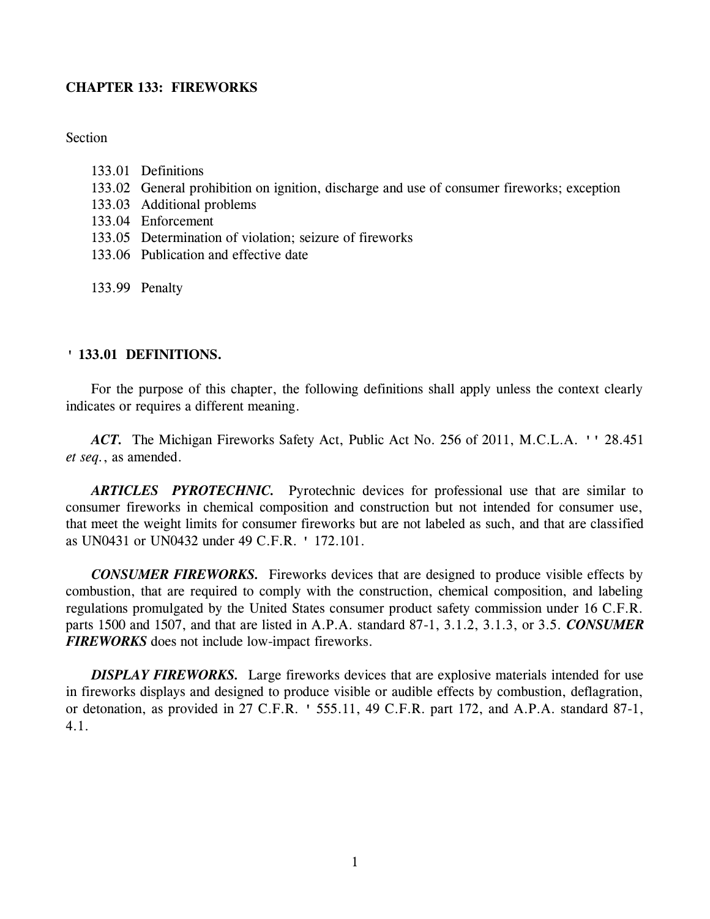## CHAPTER 133: FIREWORKS

Section

133.01 Definitions
133.02 General prohibition on ignition, discharge and use of consumer fireworks; exception
133.03 Additional problems
133.04 Enforcement
133.05 Determination of violation; seizure of fireworks
133.06 Publication and effective date

133.99 Penalty

### ' 133.01 DEFINITIONS.

For the purpose of this chapter, the following definitions shall apply unless the context clearly indicates or requires a different meaning.

***ACT.*** The Michigan Fireworks Safety Act, Public Act No. 256 of 2011, M.C.L.A. '' 28.451 *et seq.*, as amended.

***ARTICLES PYROTECHNIC.*** Pyrotechnic devices for professional use that are similar to consumer fireworks in chemical composition and construction but not intended for consumer use, that meet the weight limits for consumer fireworks but are not labeled as such, and that are classified as UN0431 or UN0432 under 49 C.F.R. ' 172.101.

***CONSUMER FIREWORKS.*** Fireworks devices that are designed to produce visible effects by combustion, that are required to comply with the construction, chemical composition, and labeling regulations promulgated by the United States consumer product safety commission under 16 C.F.R. parts 1500 and 1507, and that are listed in A.P.A. standard 87-1, 3.1.2, 3.1.3, or 3.5. ***CONSUMER FIREWORKS*** does not include low-impact fireworks.

***DISPLAY FIREWORKS.*** Large fireworks devices that are explosive materials intended for use in fireworks displays and designed to produce visible or audible effects by combustion, deflagration, or detonation, as provided in 27 C.F.R. ' 555.11, 49 C.F.R. part 172, and A.P.A. standard 87-1, 4.1.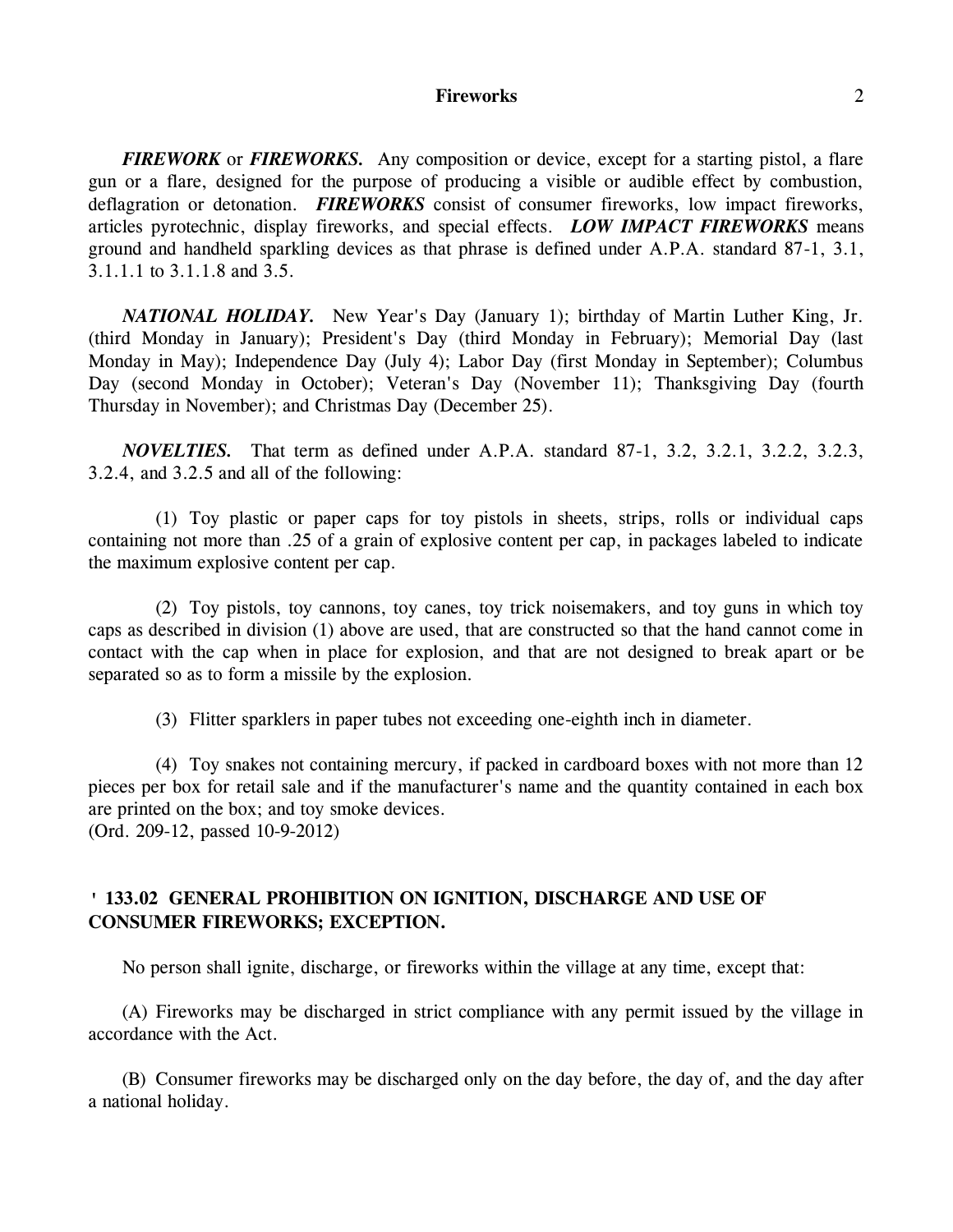***FIREWORK*** or ***FIREWORKS.*** Any composition or device, except for a starting pistol, a flare gun or a flare, designed for the purpose of producing a visible or audible effect by combustion, deflagration or detonation. ***FIREWORKS*** consist of consumer fireworks, low impact fireworks, articles pyrotechnic, display fireworks, and special effects. ***LOW IMPACT FIREWORKS*** means ground and handheld sparkling devices as that phrase is defined under A.P.A. standard 87-1, 3.1, 3.1.1.1 to 3.1.1.8 and 3.5.

***NATIONAL HOLIDAY.*** New Year's Day (January 1); birthday of Martin Luther King, Jr. (third Monday in January); President's Day (third Monday in February); Memorial Day (last Monday in May); Independence Day (July 4); Labor Day (first Monday in September); Columbus Day (second Monday in October); Veteran's Day (November 11); Thanksgiving Day (fourth Thursday in November); and Christmas Day (December 25).

***NOVELTIES.*** That term as defined under A.P.A. standard 87-1, 3.2, 3.2.1, 3.2.2, 3.2.3, 3.2.4, and 3.2.5 and all of the following:

(1) Toy plastic or paper caps for toy pistols in sheets, strips, rolls or individual caps containing not more than .25 of a grain of explosive content per cap, in packages labeled to indicate the maximum explosive content per cap.

(2) Toy pistols, toy cannons, toy canes, toy trick noisemakers, and toy guns in which toy caps as described in division (1) above are used, that are constructed so that the hand cannot come in contact with the cap when in place for explosion, and that are not designed to break apart or be separated so as to form a missile by the explosion.

(3) Flitter sparklers in paper tubes not exceeding one-eighth inch in diameter.

(4) Toy snakes not containing mercury, if packed in cardboard boxes with not more than 12 pieces per box for retail sale and if the manufacturer's name and the quantity contained in each box are printed on the box; and toy smoke devices.
(Ord. 209-12, passed 10-9-2012)

## ' 133.02 GENERAL PROHIBITION ON IGNITION, DISCHARGE AND USE OF CONSUMER FIREWORKS; EXCEPTION.

No person shall ignite, discharge, or fireworks within the village at any time, except that:

(A) Fireworks may be discharged in strict compliance with any permit issued by the village in accordance with the Act.

(B) Consumer fireworks may be discharged only on the day before, the day of, and the day after a national holiday.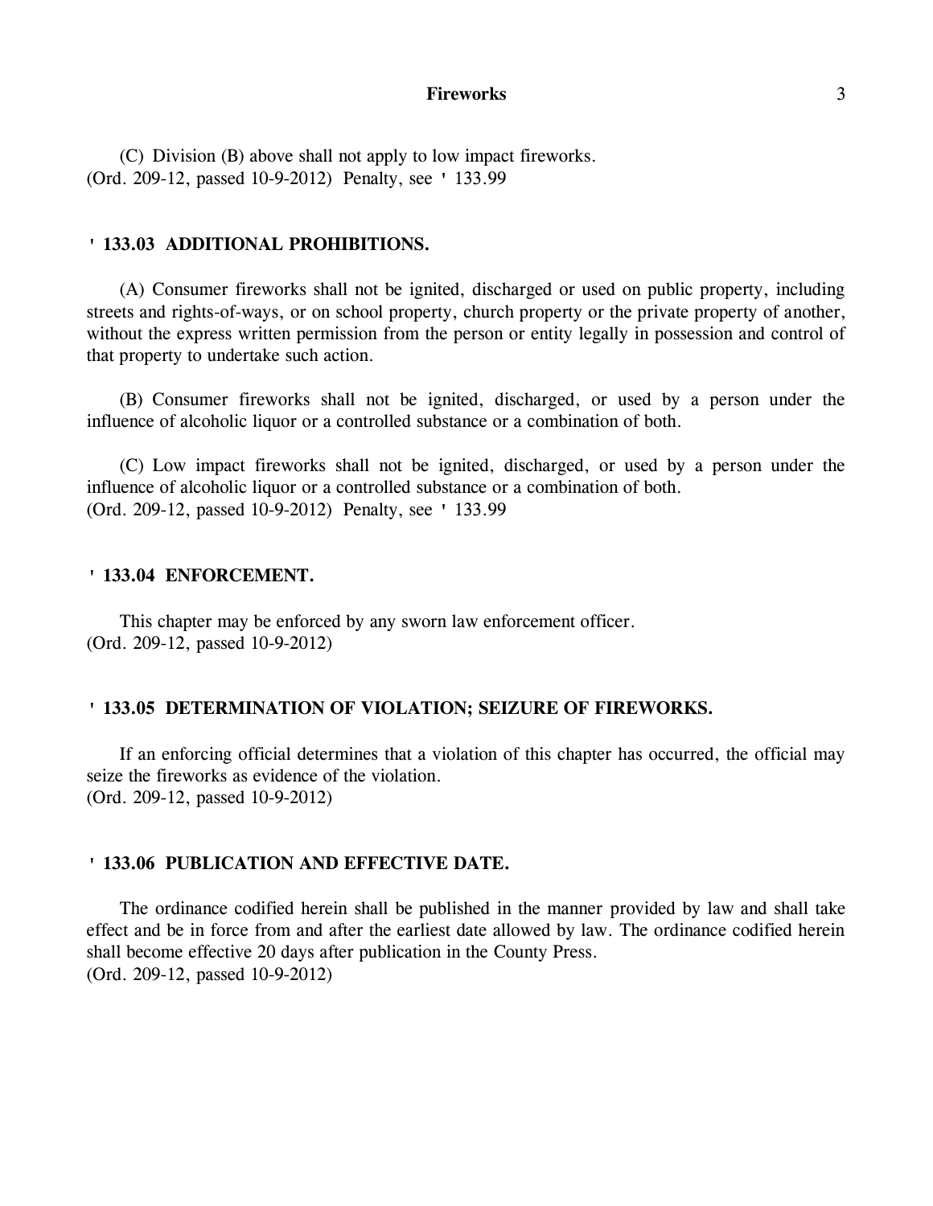(C) Division (B) above shall not apply to low impact fireworks.
(Ord. 209-12, passed 10-9-2012) Penalty, see ' 133.99

### ' 133.03 ADDITIONAL PROHIBITIONS.

(A) Consumer fireworks shall not be ignited, discharged or used on public property, including streets and rights-of-ways, or on school property, church property or the private property of another, without the express written permission from the person or entity legally in possession and control of that property to undertake such action.

(B) Consumer fireworks shall not be ignited, discharged, or used by a person under the influence of alcoholic liquor or a controlled substance or a combination of both.

(C) Low impact fireworks shall not be ignited, discharged, or used by a person under the influence of alcoholic liquor or a controlled substance or a combination of both.
(Ord. 209-12, passed 10-9-2012) Penalty, see ' 133.99

### ' 133.04 ENFORCEMENT.

This chapter may be enforced by any sworn law enforcement officer.
(Ord. 209-12, passed 10-9-2012)

### ' 133.05 DETERMINATION OF VIOLATION; SEIZURE OF FIREWORKS.

If an enforcing official determines that a violation of this chapter has occurred, the official may seize the fireworks as evidence of the violation.
(Ord. 209-12, passed 10-9-2012)

### ' 133.06 PUBLICATION AND EFFECTIVE DATE.

The ordinance codified herein shall be published in the manner provided by law and shall take effect and be in force from and after the earliest date allowed by law. The ordinance codified herein shall become effective 20 days after publication in the County Press.
(Ord. 209-12, passed 10-9-2012)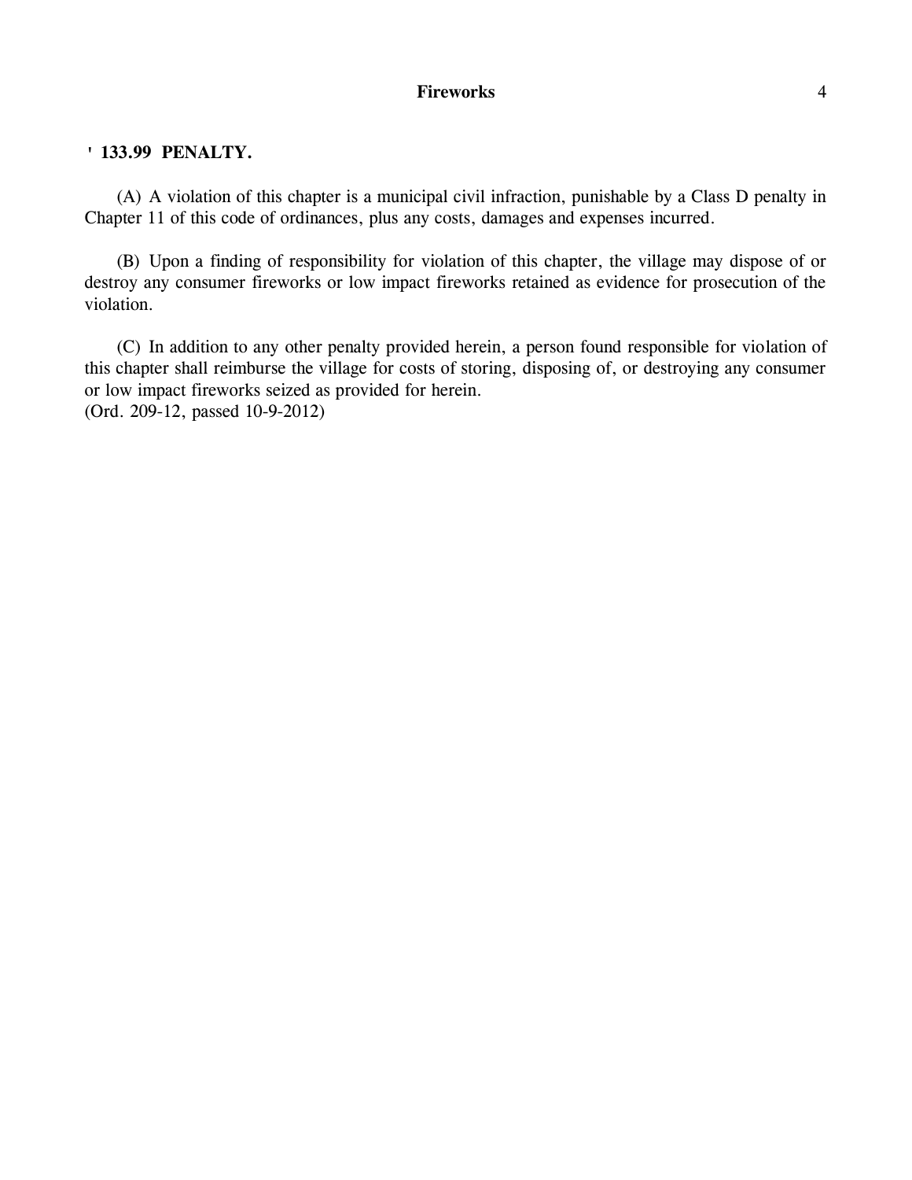## ' 133.99 PENALTY.

(A) A violation of this chapter is a municipal civil infraction, punishable by a Class D penalty in Chapter 11 of this code of ordinances, plus any costs, damages and expenses incurred.

(B) Upon a finding of responsibility for violation of this chapter, the village may dispose of or destroy any consumer fireworks or low impact fireworks retained as evidence for prosecution of the violation.

(C) In addition to any other penalty provided herein, a person found responsible for violation of this chapter shall reimburse the village for costs of storing, disposing of, or destroying any consumer or low impact fireworks seized as provided for herein.
(Ord. 209-12, passed 10-9-2012)